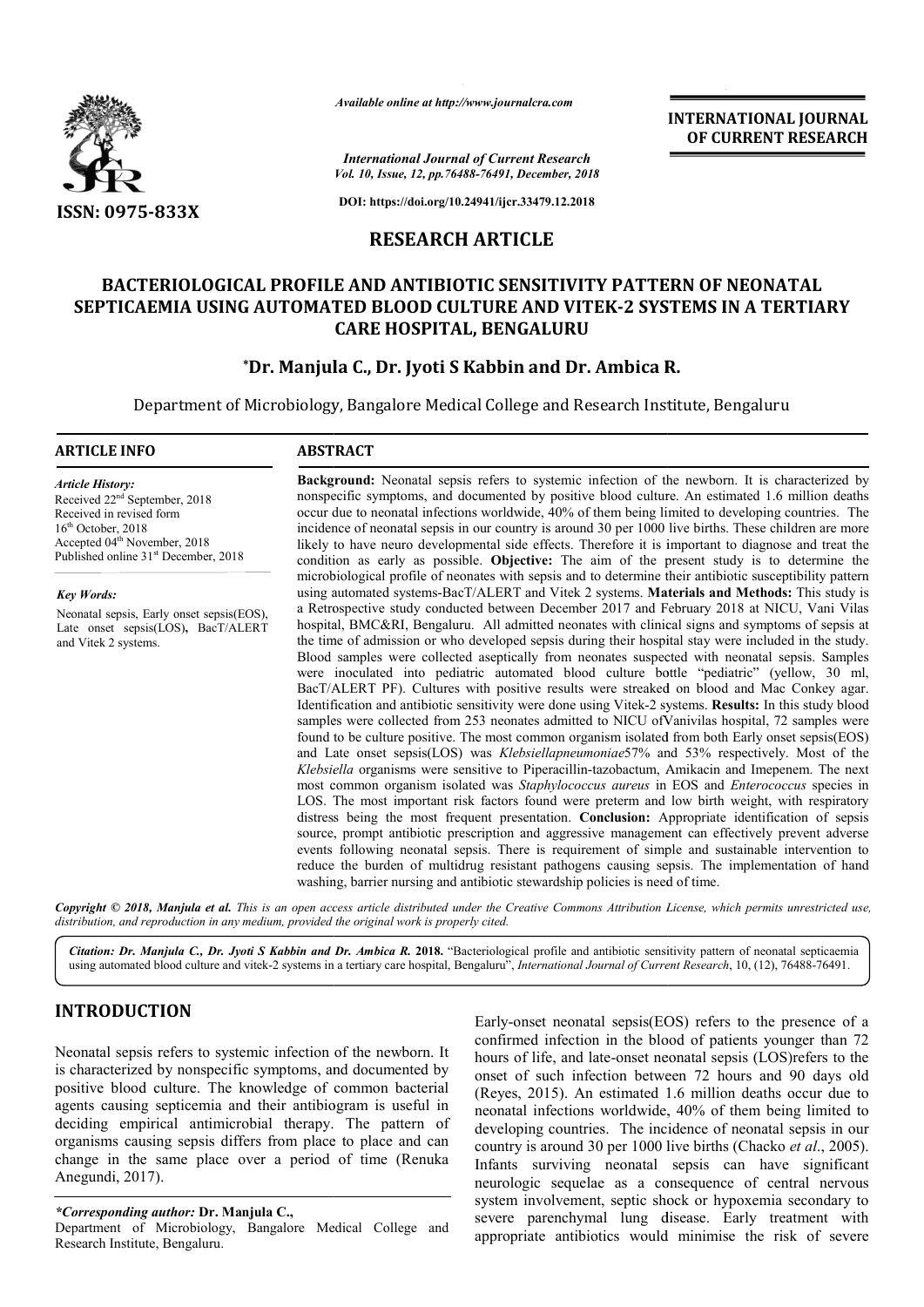# RESEARCH ARTICLE

## BACTERIOLOGICAL PROFILE AND ANTIBIOTIC SENSITIVITY PATTERN OF NEONATAL SEPTICAEMIA USING AUTOMATED BLOOD CULTURE AND VITEK-2 SYSTEMS IN A TERTIARY CARE HOSPITAL, BENGALURU

**\*Dr. Manjula C., Dr. Jyoti S Kabbin and Dr. Ambica R.**

Department of Microbiology, Bangalore Medical College and Research Institute, Bengaluru

### ARTICLE INFO

*Article History:*
Received 22nd September, 2018
Received in revised form
16th October, 2018
Accepted 04th November, 2018
Published online 31st December, 2018

*Key Words:*
Neonatal sepsis, Early onset sepsis(EOS), Late onset sepsis(LOS), BacT/ALERT and Vitek 2 systems.

### ABSTRACT

**Background:** Neonatal sepsis refers to systemic infection of the newborn. It is characterized by nonspecific symptoms, and documented by positive blood culture. An estimated 1.6 million deaths occur due to neonatal infections worldwide, 40% of them being limited to developing countries. The incidence of neonatal sepsis in our country is around 30 per 1000 live births. These children are more likely to have neuro developmental side effects. Therefore it is important to diagnose and treat the condition as early as possible. **Objective:** The aim of the present study is to determine the microbiological profile of neonates with sepsis and to determine their antibiotic susceptibility pattern using automated systems-BacT/ALERT and Vitek 2 systems. **Materials and Methods:** This study is a Retrospective study conducted between December 2017 and February 2018 at NICU, Vani Vilas hospital, BMC&RI, Bengaluru. All admitted neonates with clinical signs and symptoms of sepsis at the time of admission or who developed sepsis during their hospital stay were included in the study. Blood samples were collected aseptically from neonates suspected with neonatal sepsis. Samples were inoculated into pediatric automated blood culture bottle "pediatric" (yellow, 30 ml, BacT/ALERT PF). Cultures with positive results were streaked on blood and Mac Conkey agar. Identification and antibiotic sensitivity were done using Vitek-2 systems. **Results:** In this study blood samples were collected from 253 neonates admitted to NICU ofVanivilas hospital, 72 samples were found to be culture positive. The most common organism isolated from both Early onset sepsis(EOS) and Late onset sepsis(LOS) was *Klebsiellapneumoniae*57% and 53% respectively. Most of the *Klebsiella* organisms were sensitive to Piperacillin-tazobactum, Amikacin and Imepenem. The next most common organism isolated was *Staphylococcus aureus* in EOS and *Enterococcus* species in LOS. The most important risk factors found were preterm and low birth weight, with respiratory distress being the most frequent presentation. **Conclusion:** Appropriate identification of sepsis source, prompt antibiotic prescription and aggressive management can effectively prevent adverse events following neonatal sepsis. There is requirement of simple and sustainable intervention to reduce the burden of multidrug resistant pathogens causing sepsis. The implementation of hand washing, barrier nursing and antibiotic stewardship policies is need of time.

*Copyright © 2018, Manjula et al. This is an open access article distributed under the Creative Commons Attribution License, which permits unrestricted use, distribution, and reproduction in any medium, provided the original work is properly cited.*

*Citation:* Dr. Manjula C., Dr. Jyoti S Kabbin and Dr. Ambica R. **2018.** "Bacteriological profile and antibiotic sensitivity pattern of neonatal septicaemia using automated blood culture and vitek-2 systems in a tertiary care hospital, Bengaluru", *International Journal of Current Research*, 10, (12), 76488-76491.

## INTRODUCTION

Neonatal sepsis refers to systemic infection of the newborn. It is characterized by nonspecific symptoms, and documented by positive blood culture. The knowledge of common bacterial agents causing septicemia and their antibiogram is useful in deciding empirical antimicrobial therapy. The pattern of organisms causing sepsis differs from place to place and can change in the same place over a period of time (Renuka Anegundi, 2017).

Early-onset neonatal sepsis(EOS) refers to the presence of a confirmed infection in the blood of patients younger than 72 hours of life, and late-onset neonatal sepsis (LOS)refers to the onset of such infection between 72 hours and 90 days old (Reyes, 2015). An estimated 1.6 million deaths occur due to neonatal infections worldwide, 40% of them being limited to developing countries. The incidence of neonatal sepsis in our country is around 30 per 1000 live births (Chacko *et al*., 2005). Infants surviving neonatal sepsis can have significant neurologic sequelae as a consequence of central nervous system involvement, septic shock or hypoxemia secondary to severe parenchymal lung disease. Early treatment with appropriate antibiotics would minimise the risk of severe

*\*Corresponding author:* **Dr. Manjula C.,**
Department of Microbiology, Bangalore Medical College and Research Institute, Bengaluru.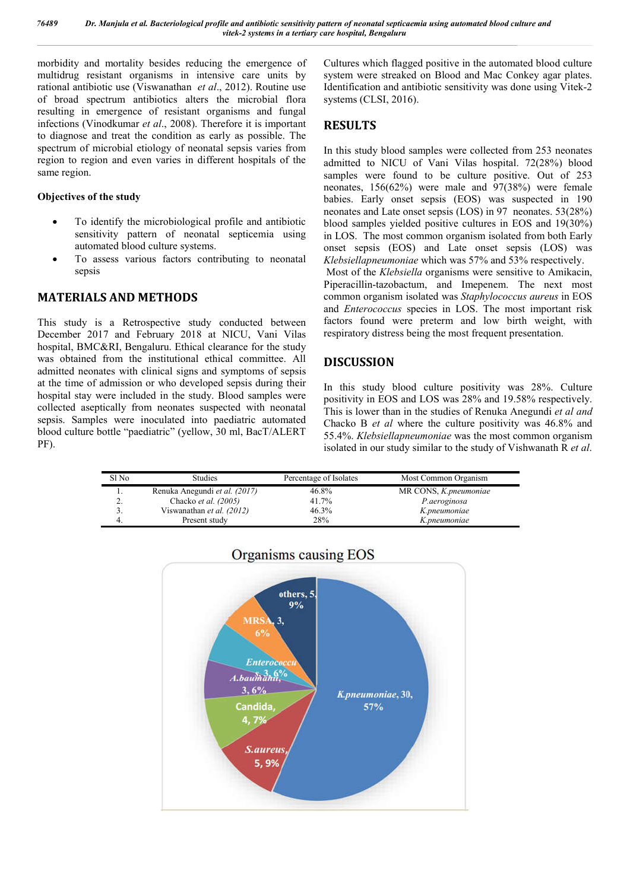morbidity and mortality besides reducing the emergence of multidrug resistant organisms in intensive care units by rational antibiotic use (Viswanathan *et al*., 2012). Routine use of broad spectrum antibiotics alters the microbial flora resulting in emergence of resistant organisms and fungal infections (Vinodkumar *et al*., 2008). Therefore it is important to diagnose and treat the condition as early as possible. The spectrum of microbial etiology of neonatal sepsis varies from region to region and even varies in different hospitals of the same region.

### Objectives of the study

- To identify the microbiological profile and antibiotic sensitivity pattern of neonatal septicemia using automated blood culture systems.
- To assess various factors contributing to neonatal sepsis

## MATERIALS AND METHODS

This study is a Retrospective study conducted between December 2017 and February 2018 at NICU, Vani Vilas hospital, BMC&RI, Bengaluru. Ethical clearance for the study was obtained from the institutional ethical committee. All admitted neonates with clinical signs and symptoms of sepsis at the time of admission or who developed sepsis during their hospital stay were included in the study. Blood samples were collected aseptically from neonates suspected with neonatal sepsis. Samples were inoculated into paediatric automated blood culture bottle "paediatric" (yellow, 30 ml, BacT/ALERT PF).

Cultures which flagged positive in the automated blood culture system were streaked on Blood and Mac Conkey agar plates. Identification and antibiotic sensitivity was done using Vitek-2 systems (CLSI, 2016).

## RESULTS

In this study blood samples were collected from 253 neonates admitted to NICU of Vani Vilas hospital. 72(28%) blood samples were found to be culture positive. Out of 253 neonates, 156(62%) were male and 97(38%) were female babies. Early onset sepsis (EOS) was suspected in 190 neonates and Late onset sepsis (LOS) in 97 neonates. 53(28%) blood samples yielded positive cultures in EOS and 19(30%) in LOS. The most common organism isolated from both Early onset sepsis (EOS) and Late onset sepsis (LOS) was *Klebsiellapneumoniae* which was 57% and 53% respectively.
Most of the *Klebsiella* organisms were sensitive to Amikacin, Piperacillin-tazobactum, and Imepenem. The next most common organism isolated was *Staphylococcus aureus* in EOS and *Enterococcus* species in LOS. The most important risk factors found were preterm and low birth weight, with respiratory distress being the most frequent presentation.

## DISCUSSION

In this study blood culture positivity was 28%. Culture positivity in EOS and LOS was 28% and 19.58% respectively. This is lower than in the studies of Renuka Anegundi *et al and* Chacko B *et al* where the culture positivity was 46.8% and 55.4%. *Klebsiellapneumoniae* was the most common organism isolated in our study similar to the study of Vishwanath R *et al*.

| Sl No | Studies | Percentage of Isolates | Most Common Organism |
|---|---|---|---|
| 1. | Renuka Anegundi *et al. (2017)* | 46.8% | MR CONS, *K.pneumoniae* |
| 2. | Chacko *et al. (2005)* | 41.7% | *P.aeroginosa* |
| 3. | Viswanathan *et al. (2012)* | 46.3% | *K.pneumoniae* |
| 4. | Present study | 28% | *K.pneumoniae* |

Organisms causing EOS

| Organism | Number | Percentage |
|---|---|---|
| K.pneumoniae | 30 | 57% |
| S.aureus | 5 | 9% |
| Candida | 4 | 7% |
| A.baumannii | 3 | 6% |
| Enterococcus | 3 | 6% |
| MRSA | 3 | 6% |
| others | 5 | 9% |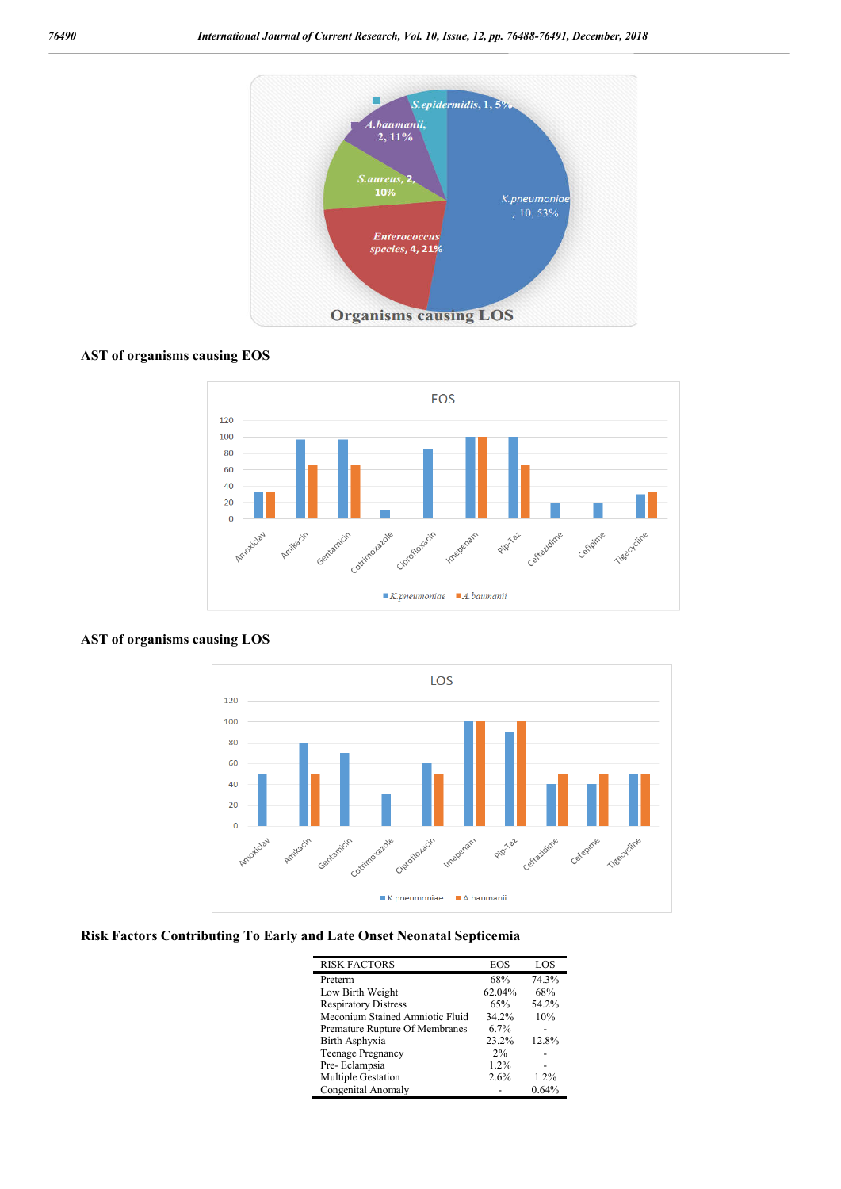Organisms causing LOS

## AST of organisms causing EOS

## AST of organisms causing LOS

## Risk Factors Contributing To Early and Late Onset Neonatal Septicemia

| RISK FACTORS | EOS | LOS |
|---|---|---|
| Preterm | 68% | 74.3% |
| Low Birth Weight | 62.04% | 68% |
| Respiratory Distress | 65% | 54.2% |
| Meconium Stained Amniotic Fluid | 34.2% | 10% |
| Premature Rupture Of Membranes | 6.7% | - |
| Birth Asphyxia | 23.2% | 12.8% |
| Teenage Pregnancy | 2% | - |
| Pre- Eclampsia | 1.2% | - |
| Multiple Gestation | 2.6% | 1.2% |
| Congenital Anomaly | - | 0.64% |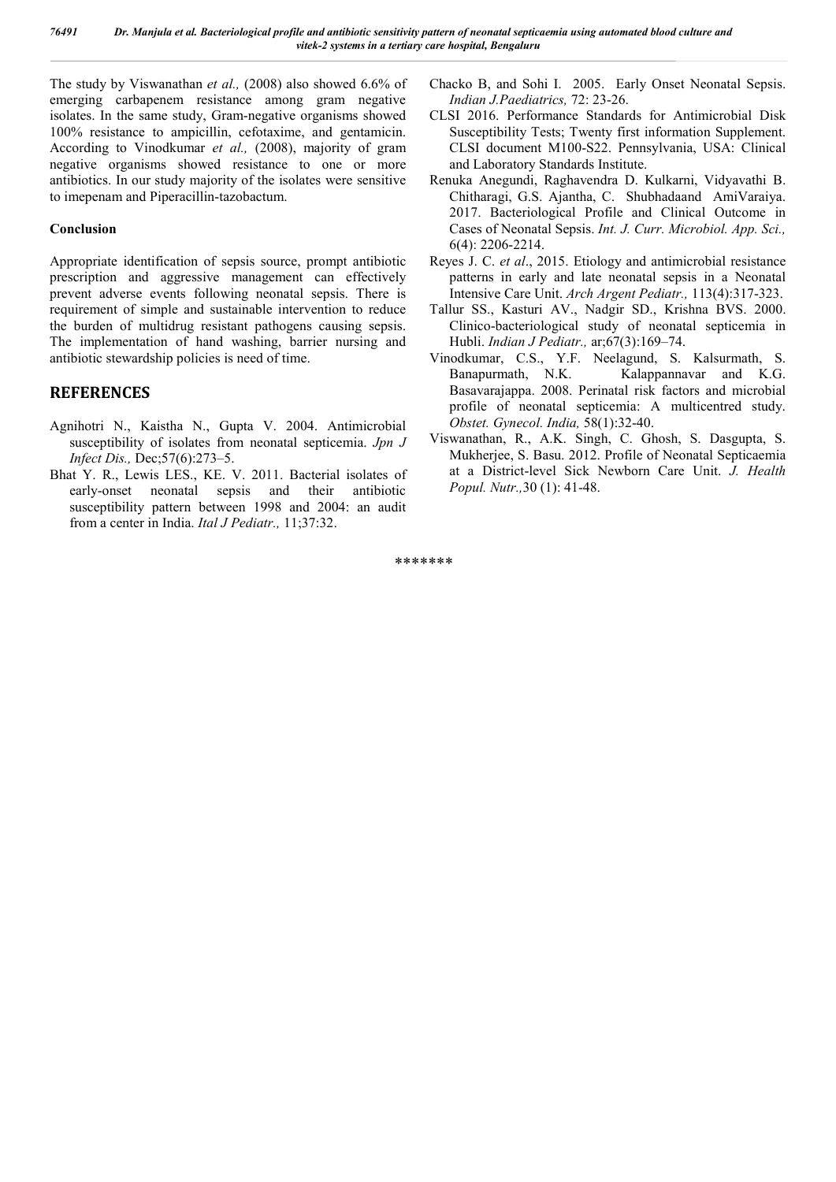The study by Viswanathan *et al.,* (2008) also showed 6.6% of emerging carbapenem resistance among gram negative isolates. In the same study, Gram-negative organisms showed 100% resistance to ampicillin, cefotaxime, and gentamicin. According to Vinodkumar *et al.,* (2008), majority of gram negative organisms showed resistance to one or more antibiotics. In our study majority of the isolates were sensitive to imepenam and Piperacillin-tazobactum.

**Conclusion**

Appropriate identification of sepsis source, prompt antibiotic prescription and aggressive management can effectively prevent adverse events following neonatal sepsis. There is requirement of simple and sustainable intervention to reduce the burden of multidrug resistant pathogens causing sepsis. The implementation of hand washing, barrier nursing and antibiotic stewardship policies is need of time.

## REFERENCES

- Agnihotri N., Kaistha N., Gupta V. 2004. Antimicrobial susceptibility of isolates from neonatal septicemia. *Jpn J Infect Dis.,* Dec;57(6):273–5.
- Bhat Y. R., Lewis LES., KE. V. 2011. Bacterial isolates of early-onset neonatal sepsis and their antibiotic susceptibility pattern between 1998 and 2004: an audit from a center in India. *Ital J Pediatr.,* 11;37:32.
- Chacko B, and Sohi I. 2005. Early Onset Neonatal Sepsis. *Indian J.Paediatrics,* 72: 23-26.
- CLSI 2016. Performance Standards for Antimicrobial Disk Susceptibility Tests; Twenty first information Supplement. CLSI document M100-S22. Pennsylvania, USA: Clinical and Laboratory Standards Institute.
- Renuka Anegundi, Raghavendra D. Kulkarni, Vidyavathi B. Chitharagi, G.S. Ajantha, C. Shubhadaand AmiVaraiya. 2017. Bacteriological Profile and Clinical Outcome in Cases of Neonatal Sepsis. *Int. J. Curr. Microbiol. App. Sci.,* 6(4): 2206-2214.
- Reyes J. C. *et al*., 2015. Etiology and antimicrobial resistance patterns in early and late neonatal sepsis in a Neonatal Intensive Care Unit. *Arch Argent Pediatr.,* 113(4):317-323.
- Tallur SS., Kasturi AV., Nadgir SD., Krishna BVS. 2000. Clinico-bacteriological study of neonatal septicemia in Hubli. *Indian J Pediatr.,* ar;67(3):169–74.
- Vinodkumar, C.S., Y.F. Neelagund, S. Kalsurmath, S. Banapurmath, N.K. Kalappannavar and K.G. Basavarajappa. 2008. Perinatal risk factors and microbial profile of neonatal septicemia: A multicentred study. *Obstet. Gynecol. India,* 58(1):32-40.
- Viswanathan, R., A.K. Singh, C. Ghosh, S. Dasgupta, S. Mukherjee, S. Basu. 2012. Profile of Neonatal Septicaemia at a District-level Sick Newborn Care Unit. *J. Health Popul. Nutr.,*30 (1): 41-48.

\*\*\*\*\*\*\*